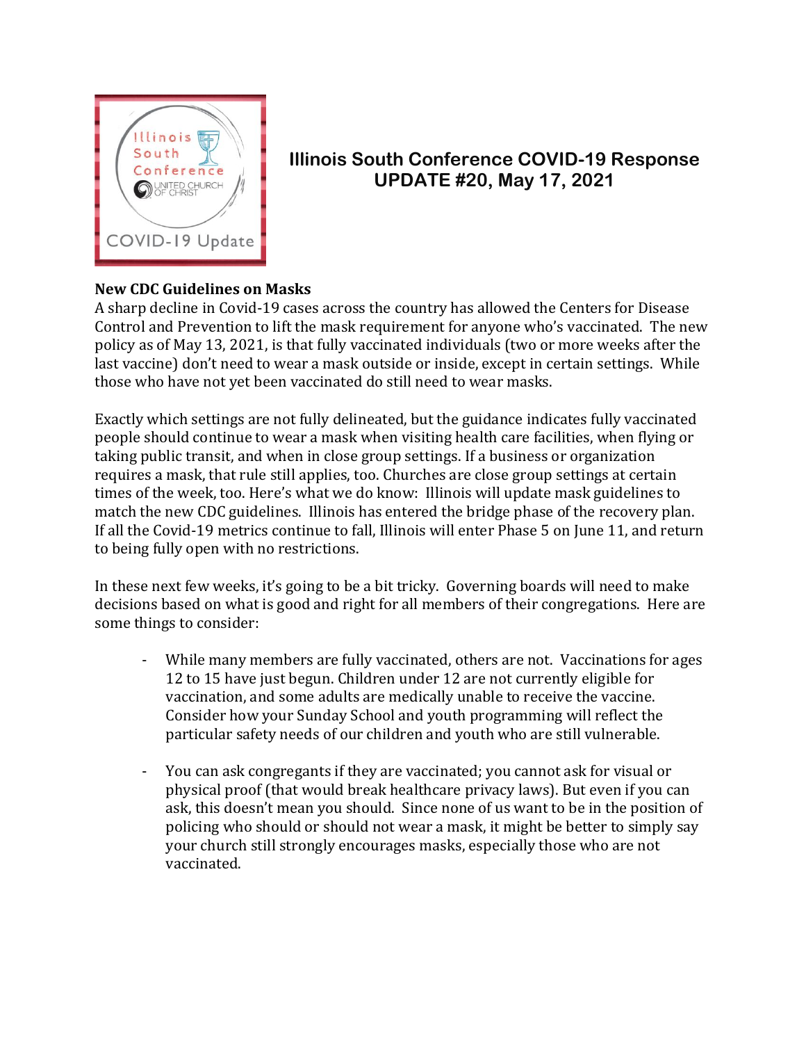# Illinois South Conference COVID-19 Response UPDATE #20, May 17, 2021

**New CDC Guidelines on Masks**

A sharp decline in Covid-19 cases across the country has allowed the Centers for Disease Control and Prevention to lift the mask requirement for anyone who's vaccinated. The new policy as of May 13, 2021, is that fully vaccinated individuals (two or more weeks after the last vaccine) don't need to wear a mask outside or inside, except in certain settings. While those who have not yet been vaccinated do still need to wear masks.

Exactly which settings are not fully delineated, but the guidance indicates fully vaccinated people should continue to wear a mask when visiting health care facilities, when flying or taking public transit, and when in close group settings. If a business or organization requires a mask, that rule still applies, too. Churches are close group settings at certain times of the week, too. Here's what we do know: Illinois will update mask guidelines to match the new CDC guidelines. Illinois has entered the bridge phase of the recovery plan. If all the Covid-19 metrics continue to fall, Illinois will enter Phase 5 on June 11, and return to being fully open with no restrictions.

In these next few weeks, it's going to be a bit tricky. Governing boards will need to make decisions based on what is good and right for all members of their congregations. Here are some things to consider:

- While many members are fully vaccinated, others are not. Vaccinations for ages 12 to 15 have just begun. Children under 12 are not currently eligible for vaccination, and some adults are medically unable to receive the vaccine. Consider how your Sunday School and youth programming will reflect the particular safety needs of our children and youth who are still vulnerable.

- You can ask congregants if they are vaccinated; you cannot ask for visual or physical proof (that would break healthcare privacy laws). But even if you can ask, this doesn't mean you should. Since none of us want to be in the position of policing who should or should not wear a mask, it might be better to simply say your church still strongly encourages masks, especially those who are not vaccinated.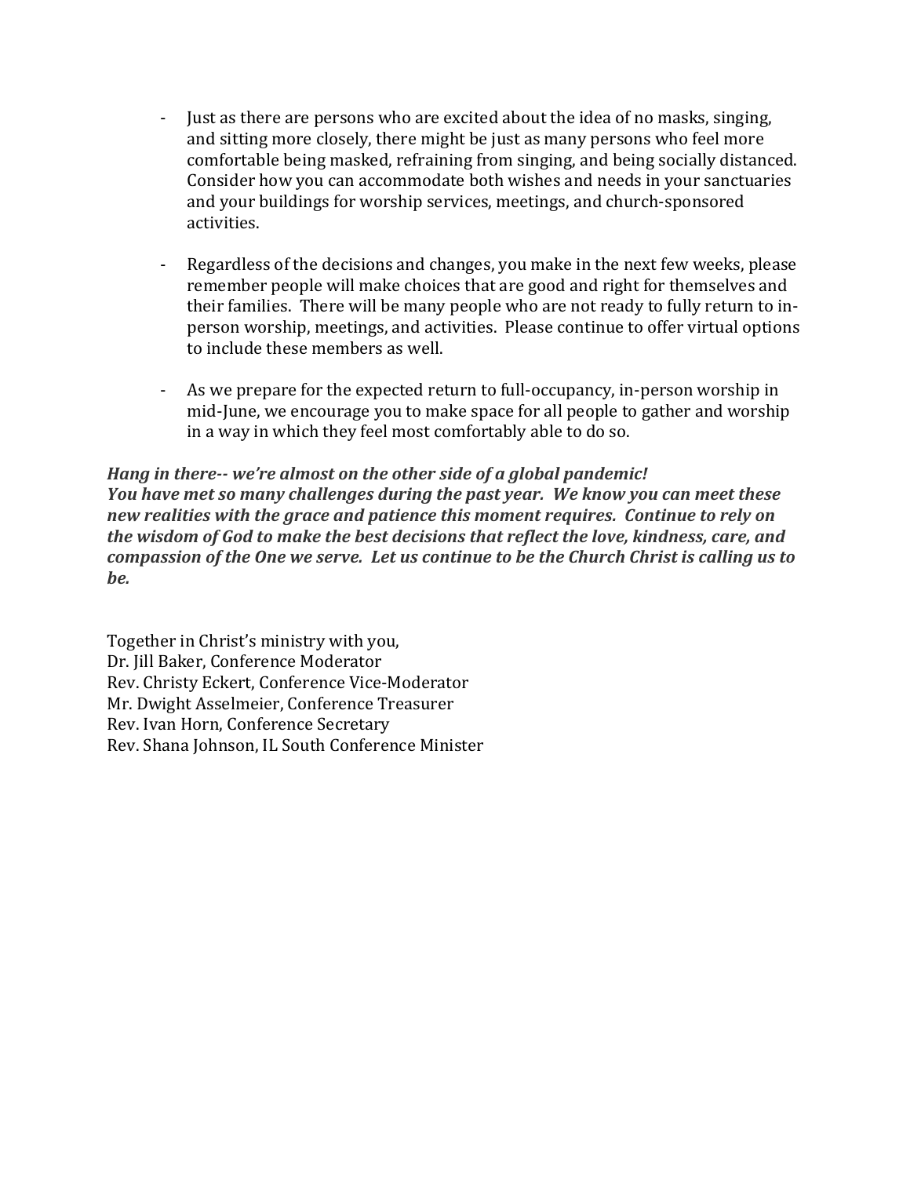- Just as there are persons who are excited about the idea of no masks, singing, and sitting more closely, there might be just as many persons who feel more comfortable being masked, refraining from singing, and being socially distanced. Consider how you can accommodate both wishes and needs in your sanctuaries and your buildings for worship services, meetings, and church-sponsored activities.

- Regardless of the decisions and changes, you make in the next few weeks, please remember people will make choices that are good and right for themselves and their families. There will be many people who are not ready to fully return to in-person worship, meetings, and activities. Please continue to offer virtual options to include these members as well.

- As we prepare for the expected return to full-occupancy, in-person worship in mid-June, we encourage you to make space for all people to gather and worship in a way in which they feel most comfortably able to do so.

***Hang in there-- we're almost on the other side of a global pandemic!***
***You have met so many challenges during the past year. We know you can meet these new realities with the grace and patience this moment requires. Continue to rely on the wisdom of God to make the best decisions that reflect the love, kindness, care, and compassion of the One we serve. Let us continue to be the Church Christ is calling us to be.***

Together in Christ's ministry with you,
Dr. Jill Baker, Conference Moderator
Rev. Christy Eckert, Conference Vice-Moderator
Mr. Dwight Asselmeier, Conference Treasurer
Rev. Ivan Horn, Conference Secretary
Rev. Shana Johnson, IL South Conference Minister